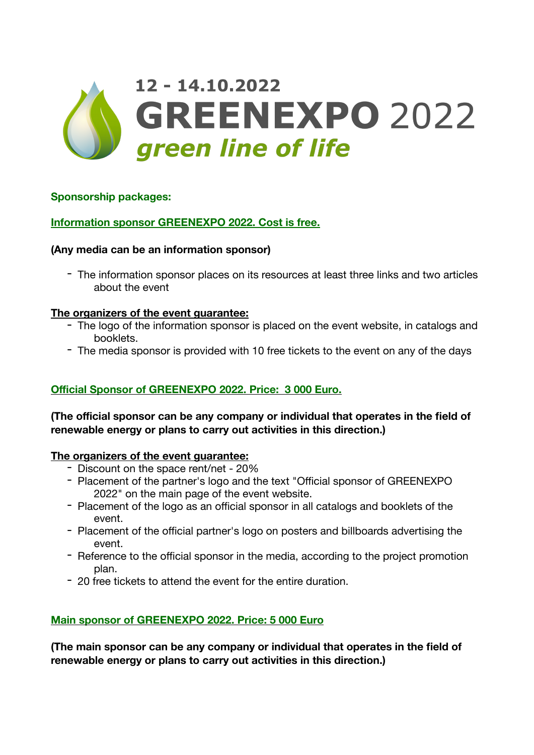# 12 - 14.10.2022

# GREENEXPO 2022

***green line of life***

**Sponsorship packages:**

## Information sponsor GREENEXPO 2022. Cost is free.

**(Any media can be an information sponsor)**

- The information sponsor places on its resources at least three links and two articles about the event

**The organizers of the event guarantee:**

- The logo of the information sponsor is placed on the event website, in catalogs and booklets.
- The media sponsor is provided with 10 free tickets to the event on any of the days

## Official Sponsor of GREENEXPO 2022. Price: 3 000 Euro.

**(The official sponsor can be any company or individual that operates in the field of renewable energy or plans to carry out activities in this direction.)**

**The organizers of the event guarantee:**

- Discount on the space rent/net - 20%
- Placement of the partner's logo and the text "Official sponsor of GREENEXPO 2022" on the main page of the event website.
- Placement of the logo as an official sponsor in all catalogs and booklets of the event.
- Placement of the official partner's logo on posters and billboards advertising the event.
- Reference to the official sponsor in the media, according to the project promotion plan.
- 20 free tickets to attend the event for the entire duration.

## Main sponsor of GREENEXPO 2022. Price: 5 000 Euro

**(The main sponsor can be any company or individual that operates in the field of renewable energy or plans to carry out activities in this direction.)**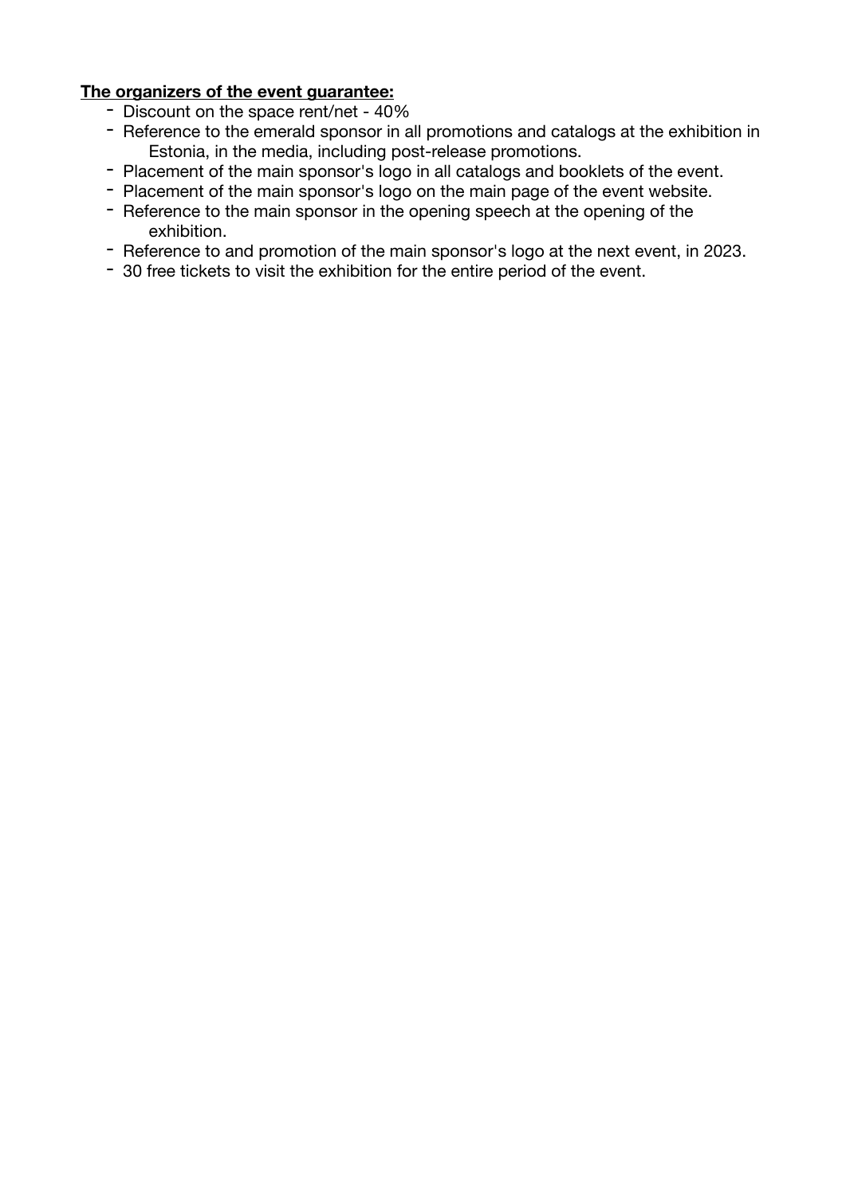**<u>The organizers of the event guarantee:</u>**

- Discount on the space rent/net - 40%
- Reference to the emerald sponsor in all promotions and catalogs at the exhibition in Estonia, in the media, including post-release promotions.
- Placement of the main sponsor's logo in all catalogs and booklets of the event.
- Placement of the main sponsor's logo on the main page of the event website.
- Reference to the main sponsor in the opening speech at the opening of the exhibition.
- Reference to and promotion of the main sponsor's logo at the next event, in 2023.
- 30 free tickets to visit the exhibition for the entire period of the event.